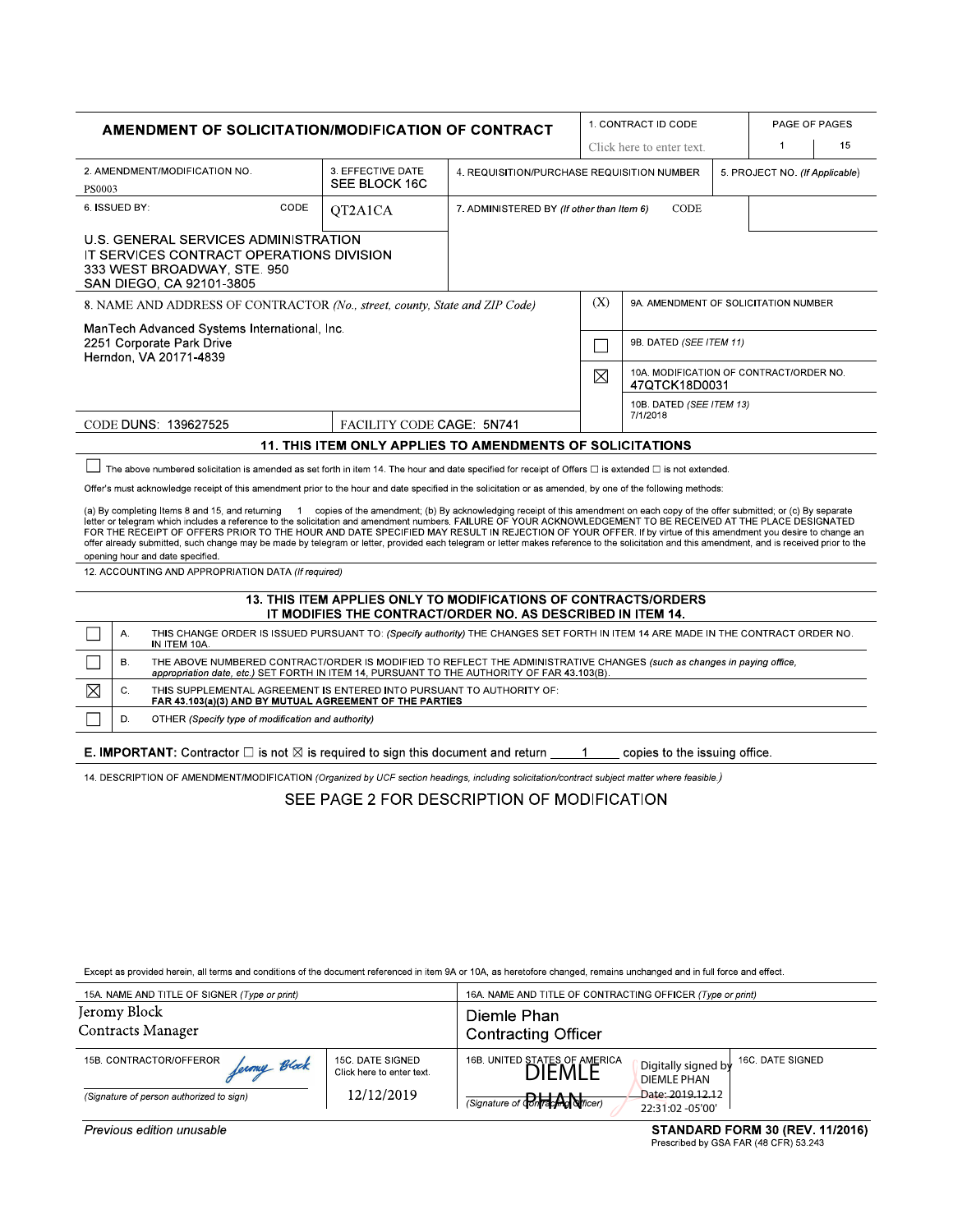# AMENDMENT OF SOLICITATION/MODIFICATION OF CONTRACT

| 1. CONTRACT ID CODE | PAGE OF PAGES |
|---|---|
| Click here to enter text. | 1 of 15 |

| 2. AMENDMENT/MODIFICATION NO. | 3. EFFECTIVE DATE | 4. REQUISITION/PURCHASE REQUISITION NUMBER | 5. PROJECT NO. *(If Applicable)* |
|---|---|---|---|
| PS0003 | SEE BLOCK 16C | | |

| 6. ISSUED BY: CODE QT2A1CA | 7. ADMINISTERED BY *(If other than Item 6)* CODE |
|---|---|
| U.S. GENERAL SERVICES ADMINISTRATION<br>IT SERVICES CONTRACT OPERATIONS DIVISION<br>333 WEST BROADWAY, STE. 950<br>SAN DIEGO, CA 92101-3805 | |

8. NAME AND ADDRESS OF CONTRACTOR *(No., street, county, State and ZIP Code)*

ManTech Advanced Systems International, Inc.
2251 Corporate Park Drive
Herndon, VA 20171-4839

CODE DUNS: 139627525 — FACILITY CODE CAGE: 5N741

| (X) | |
|---|---|
| | 9A. AMENDMENT OF SOLICITATION NUMBER |
| ☐ | 9B. DATED *(SEE ITEM 11)* |
| ☒ | 10A. MODIFICATION OF CONTRACT/ORDER NO. 47QTCK18D0031 |
| | 10B. DATED *(SEE ITEM 13)* 7/1/2018 |

## 11. THIS ITEM ONLY APPLIES TO AMENDMENTS OF SOLICITATIONS

☐ The above numbered solicitation is amended as set forth in item 14. The hour and date specified for receipt of Offers ☐ is extended ☐ is not extended.

Offer's must acknowledge receipt of this amendment prior to the hour and date specified in the solicitation or as amended, by one of the following methods:

(a) By completing Items 8 and 15, and returning 1 copies of the amendment; (b) By acknowledging receipt of this amendment on each copy of the offer submitted; or (c) By separate letter or telegram which includes a reference to the solicitation and amendment numbers. FAILURE OF YOUR ACKNOWLEDGEMENT TO BE RECEIVED AT THE PLACE DESIGNATED FOR THE RECEIPT OF OFFERS PRIOR TO THE HOUR AND DATE SPECIFIED MAY RESULT IN REJECTION OF YOUR OFFER. If by virtue of this amendment you desire to change an offer already submitted, such change may be made by telegram or letter, provided each telegram or letter makes reference to the solicitation and this amendment, and is received prior to the opening hour and date specified.

12. ACCOUNTING AND APPROPRIATION DATA *(If required)*

## 13. THIS ITEM APPLIES ONLY TO MODIFICATIONS OF CONTRACTS/ORDERS IT MODIFIES THE CONTRACT/ORDER NO. AS DESCRIBED IN ITEM 14.

| | | |
|---|---|---|
| ☐ | A. | THIS CHANGE ORDER IS ISSUED PURSUANT TO: *(Specify authority)* THE CHANGES SET FORTH IN ITEM 14 ARE MADE IN THE CONTRACT ORDER NO. IN ITEM 10A. |
| ☐ | B. | THE ABOVE NUMBERED CONTRACT/ORDER IS MODIFIED TO REFLECT THE ADMINISTRATIVE CHANGES *(such as changes in paying office, appropriation date, etc.)* SET FORTH IN ITEM 14, PURSUANT TO THE AUTHORITY OF FAR 43.103(B). |
| ☒ | C. | THIS SUPPLEMENTAL AGREEMENT IS ENTERED INTO PURSUANT TO AUTHORITY OF: **FAR 43.103(a)(3) AND BY MUTUAL AGREEMENT OF THE PARTIES** |
| ☐ | D. | OTHER *(Specify type of modification and authority)* |

**E. IMPORTANT:** Contractor ☐ is not ☒ is required to sign this document and return 1 copies to the issuing office.

14. DESCRIPTION OF AMENDMENT/MODIFICATION *(Organized by UCF section headings, including solicitation/contract subject matter where feasible.)*

SEE PAGE 2 FOR DESCRIPTION OF MODIFICATION

Except as provided herein, all terms and conditions of the document referenced in item 9A or 10A, as heretofore changed, remains unchanged and in full force and effect.

| 15A. NAME AND TITLE OF SIGNER *(Type or print)* | | 16A. NAME AND TITLE OF CONTRACTING OFFICER *(Type or print)* | |
|---|---|---|---|
| Jeromy Block<br>Contracts Manager | | Diemle Phan<br>Contracting Officer | |
| 15B. CONTRACTOR/OFFEROR<br>*Jeromy Block*<br>*(Signature of person authorized to sign)* | 15C. DATE SIGNED<br>12/12/2019 | 16B. UNITED STATES OF AMERICA<br>DIEMLE PHAN — Digitally signed by DIEMLE PHAN Date: 2019.12.12 22:31:02 -05'00'<br>*(Signature of Contracting Officer)* | 16C. DATE SIGNED |

*Previous edition unusable*

**STANDARD FORM 30 (REV. 11/2016)**
Prescribed by GSA FAR (48 CFR) 53.243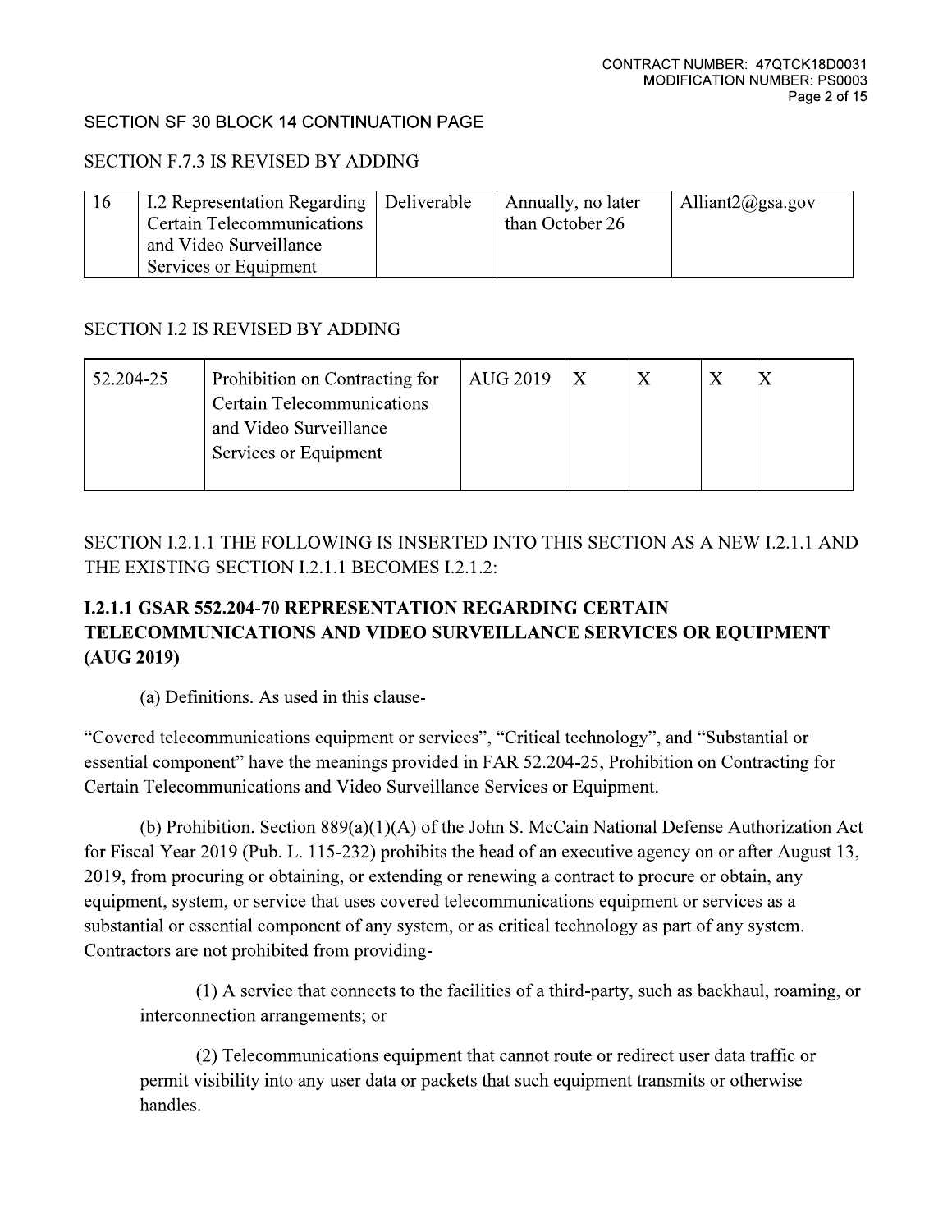SECTION SF 30 BLOCK 14 CONTINUATION PAGE

SECTION F.7.3 IS REVISED BY ADDING

| 16 | I.2 Representation Regarding Certain Telecommunications and Video Surveillance Services or Equipment | Deliverable | Annually, no later than October 26 | Alliant2@gsa.gov |
|---|---|---|---|---|

SECTION I.2 IS REVISED BY ADDING

| 52.204-25 | Prohibition on Contracting for Certain Telecommunications and Video Surveillance Services or Equipment | AUG 2019 | X | X | X | X |
|---|---|---|---|---|---|---|

SECTION I.2.1.1 THE FOLLOWING IS INSERTED INTO THIS SECTION AS A NEW I.2.1.1 AND THE EXISTING SECTION I.2.1.1 BECOMES I.2.1.2:

## I.2.1.1 GSAR 552.204-70 REPRESENTATION REGARDING CERTAIN TELECOMMUNICATIONS AND VIDEO SURVEILLANCE SERVICES OR EQUIPMENT (AUG 2019)

(a) Definitions. As used in this clause-

"Covered telecommunications equipment or services", "Critical technology", and "Substantial or essential component" have the meanings provided in FAR 52.204-25, Prohibition on Contracting for Certain Telecommunications and Video Surveillance Services or Equipment.

(b) Prohibition. Section 889(a)(1)(A) of the John S. McCain National Defense Authorization Act for Fiscal Year 2019 (Pub. L. 115-232) prohibits the head of an executive agency on or after August 13, 2019, from procuring or obtaining, or extending or renewing a contract to procure or obtain, any equipment, system, or service that uses covered telecommunications equipment or services as a substantial or essential component of any system, or as critical technology as part of any system. Contractors are not prohibited from providing-

(1) A service that connects to the facilities of a third-party, such as backhaul, roaming, or interconnection arrangements; or

(2) Telecommunications equipment that cannot route or redirect user data traffic or permit visibility into any user data or packets that such equipment transmits or otherwise handles.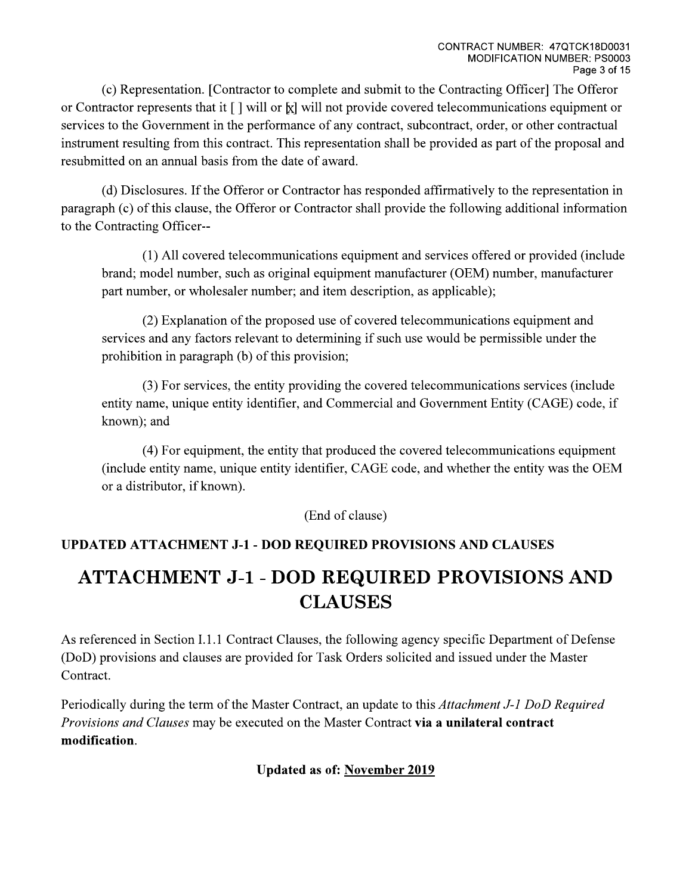(c) Representation. [Contractor to complete and submit to the Contracting Officer] The Offeror or Contractor represents that it [ ] will or [x] will not provide covered telecommunications equipment or services to the Government in the performance of any contract, subcontract, order, or other contractual instrument resulting from this contract. This representation shall be provided as part of the proposal and resubmitted on an annual basis from the date of award.

(d) Disclosures. If the Offeror or Contractor has responded affirmatively to the representation in paragraph (c) of this clause, the Offeror or Contractor shall provide the following additional information to the Contracting Officer--

(1) All covered telecommunications equipment and services offered or provided (include brand; model number, such as original equipment manufacturer (OEM) number, manufacturer part number, or wholesaler number; and item description, as applicable);

(2) Explanation of the proposed use of covered telecommunications equipment and services and any factors relevant to determining if such use would be permissible under the prohibition in paragraph (b) of this provision;

(3) For services, the entity providing the covered telecommunications services (include entity name, unique entity identifier, and Commercial and Government Entity (CAGE) code, if known); and

(4) For equipment, the entity that produced the covered telecommunications equipment (include entity name, unique entity identifier, CAGE code, and whether the entity was the OEM or a distributor, if known).

(End of clause)

**UPDATED ATTACHMENT J-1 - DOD REQUIRED PROVISIONS AND CLAUSES**

# ATTACHMENT J-1 - DOD REQUIRED PROVISIONS AND CLAUSES

As referenced in Section I.1.1 Contract Clauses, the following agency specific Department of Defense (DoD) provisions and clauses are provided for Task Orders solicited and issued under the Master Contract.

Periodically during the term of the Master Contract, an update to this *Attachment J-1 DoD Required Provisions and Clauses* may be executed on the Master Contract **via a unilateral contract modification**.

**Updated as of: November 2019**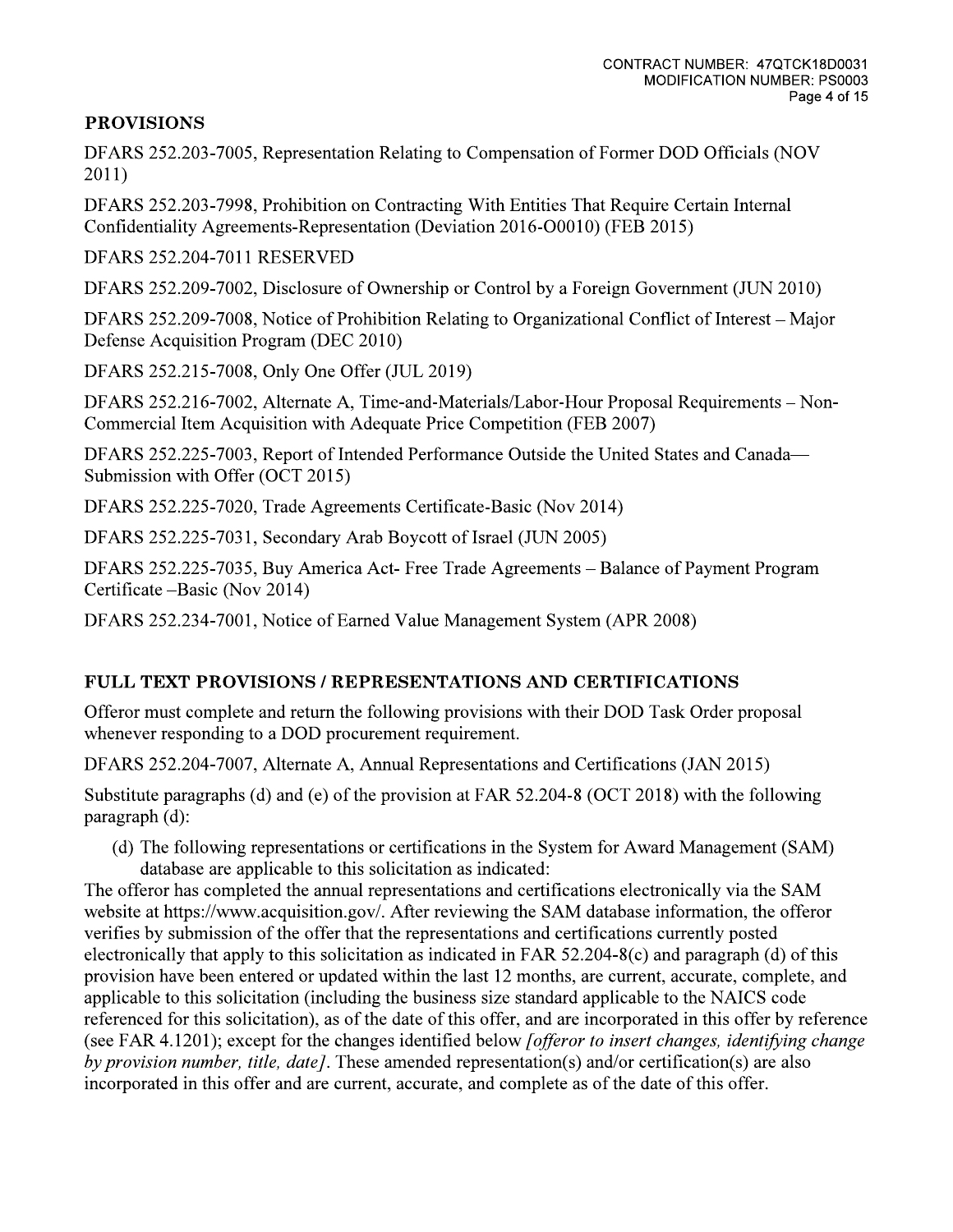## PROVISIONS

DFARS 252.203-7005, Representation Relating to Compensation of Former DOD Officials (NOV 2011)

DFARS 252.203-7998, Prohibition on Contracting With Entities That Require Certain Internal Confidentiality Agreements-Representation (Deviation 2016-O0010) (FEB 2015)

DFARS 252.204-7011 RESERVED

DFARS 252.209-7002, Disclosure of Ownership or Control by a Foreign Government (JUN 2010)

DFARS 252.209-7008, Notice of Prohibition Relating to Organizational Conflict of Interest – Major Defense Acquisition Program (DEC 2010)

DFARS 252.215-7008, Only One Offer (JUL 2019)

DFARS 252.216-7002, Alternate A, Time-and-Materials/Labor-Hour Proposal Requirements – Non-Commercial Item Acquisition with Adequate Price Competition (FEB 2007)

DFARS 252.225-7003, Report of Intended Performance Outside the United States and Canada—Submission with Offer (OCT 2015)

DFARS 252.225-7020, Trade Agreements Certificate-Basic (Nov 2014)

DFARS 252.225-7031, Secondary Arab Boycott of Israel (JUN 2005)

DFARS 252.225-7035, Buy America Act- Free Trade Agreements – Balance of Payment Program Certificate –Basic (Nov 2014)

DFARS 252.234-7001, Notice of Earned Value Management System (APR 2008)

## FULL TEXT PROVISIONS / REPRESENTATIONS AND CERTIFICATIONS

Offeror must complete and return the following provisions with their DOD Task Order proposal whenever responding to a DOD procurement requirement.

DFARS 252.204-7007, Alternate A, Annual Representations and Certifications (JAN 2015)

Substitute paragraphs (d) and (e) of the provision at FAR 52.204-8 (OCT 2018) with the following paragraph (d):

(d) The following representations or certifications in the System for Award Management (SAM) database are applicable to this solicitation as indicated:

The offeror has completed the annual representations and certifications electronically via the SAM website at https://www.acquisition.gov/. After reviewing the SAM database information, the offeror verifies by submission of the offer that the representations and certifications currently posted electronically that apply to this solicitation as indicated in FAR 52.204-8(c) and paragraph (d) of this provision have been entered or updated within the last 12 months, are current, accurate, complete, and applicable to this solicitation (including the business size standard applicable to the NAICS code referenced for this solicitation), as of the date of this offer, and are incorporated in this offer by reference (see FAR 4.1201); except for the changes identified below *[offeror to insert changes, identifying change by provision number, title, date]*. These amended representation(s) and/or certification(s) are also incorporated in this offer and are current, accurate, and complete as of the date of this offer.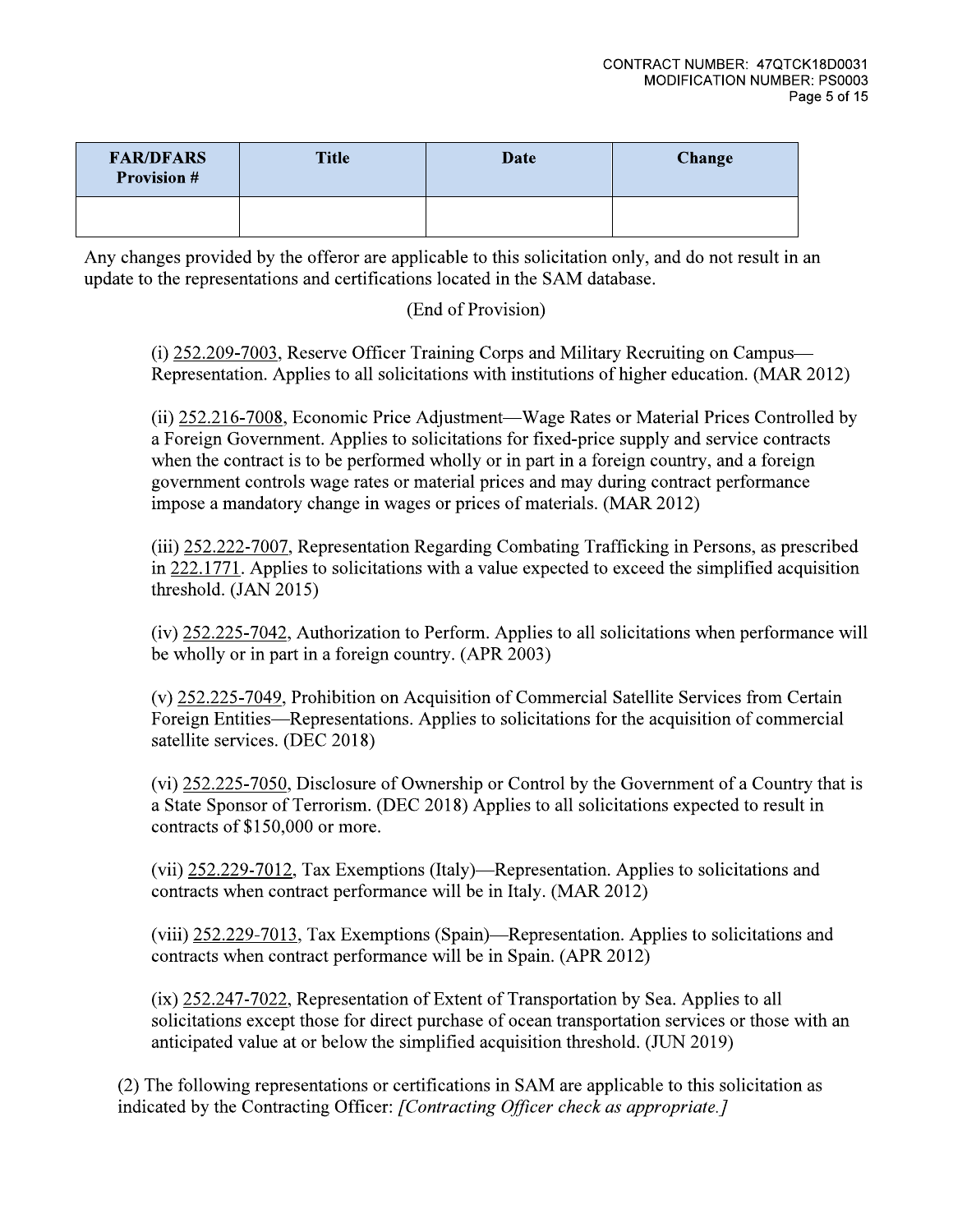| FAR/DFARS Provision # | Title | Date | Change |
|---|---|---|---|
| | | | |

Any changes provided by the offeror are applicable to this solicitation only, and do not result in an update to the representations and certifications located in the SAM database.

(End of Provision)

(i) 252.209-7003, Reserve Officer Training Corps and Military Recruiting on Campus—Representation. Applies to all solicitations with institutions of higher education. (MAR 2012)

(ii) 252.216-7008, Economic Price Adjustment—Wage Rates or Material Prices Controlled by a Foreign Government. Applies to solicitations for fixed-price supply and service contracts when the contract is to be performed wholly or in part in a foreign country, and a foreign government controls wage rates or material prices and may during contract performance impose a mandatory change in wages or prices of materials. (MAR 2012)

(iii) 252.222-7007, Representation Regarding Combating Trafficking in Persons, as prescribed in 222.1771. Applies to solicitations with a value expected to exceed the simplified acquisition threshold. (JAN 2015)

(iv) 252.225-7042, Authorization to Perform. Applies to all solicitations when performance will be wholly or in part in a foreign country. (APR 2003)

(v) 252.225-7049, Prohibition on Acquisition of Commercial Satellite Services from Certain Foreign Entities—Representations. Applies to solicitations for the acquisition of commercial satellite services. (DEC 2018)

(vi) 252.225-7050, Disclosure of Ownership or Control by the Government of a Country that is a State Sponsor of Terrorism. (DEC 2018) Applies to all solicitations expected to result in contracts of $150,000 or more.

(vii) 252.229-7012, Tax Exemptions (Italy)—Representation. Applies to solicitations and contracts when contract performance will be in Italy. (MAR 2012)

(viii) 252.229-7013, Tax Exemptions (Spain)—Representation. Applies to solicitations and contracts when contract performance will be in Spain. (APR 2012)

(ix) 252.247-7022, Representation of Extent of Transportation by Sea. Applies to all solicitations except those for direct purchase of ocean transportation services or those with an anticipated value at or below the simplified acquisition threshold. (JUN 2019)

(2) The following representations or certifications in SAM are applicable to this solicitation as indicated by the Contracting Officer: *[Contracting Officer check as appropriate.]*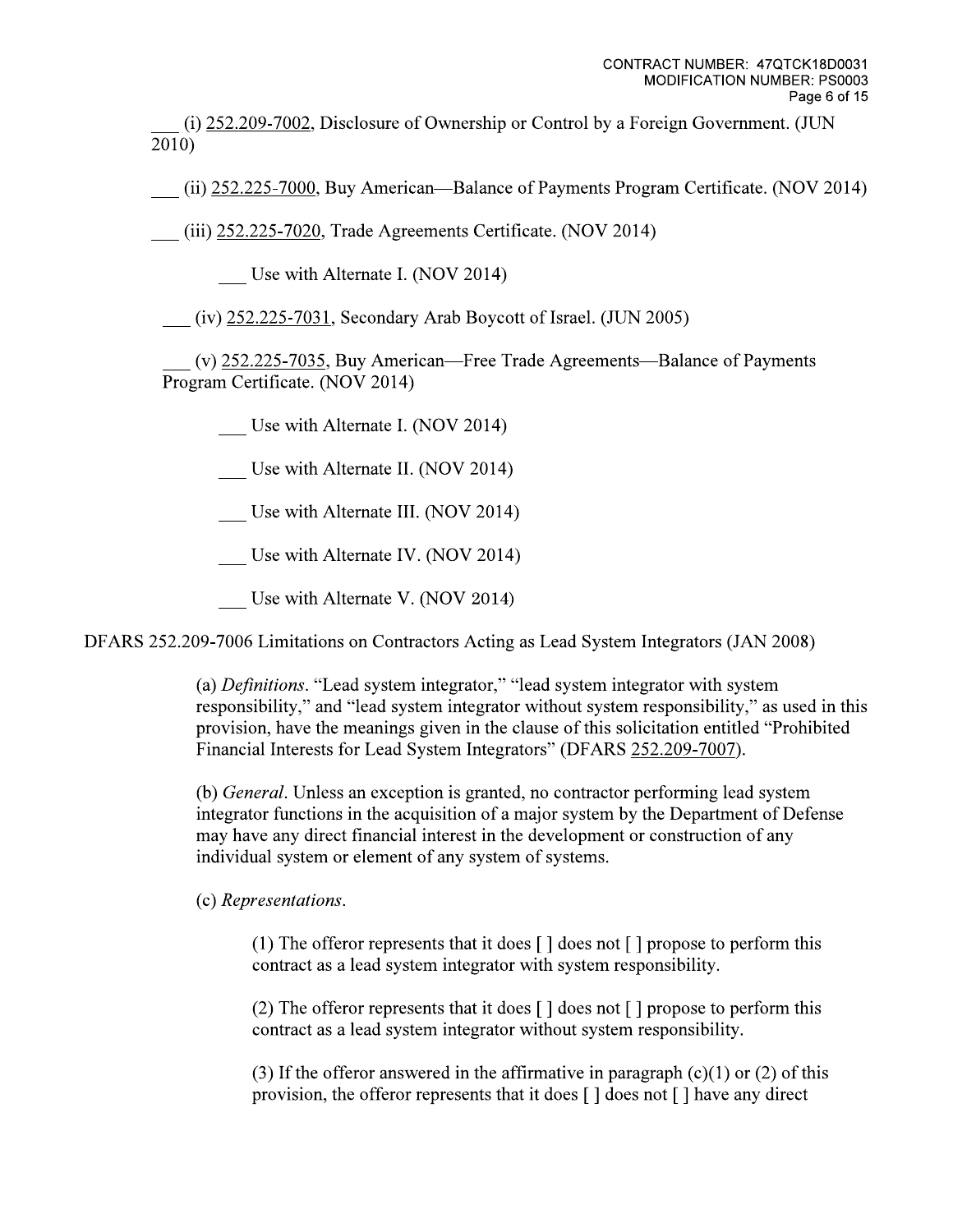___ (i) 252.209-7002, Disclosure of Ownership or Control by a Foreign Government. (JUN 2010)

___ (ii) 252.225-7000, Buy American—Balance of Payments Program Certificate. (NOV 2014)

___ (iii) 252.225-7020, Trade Agreements Certificate. (NOV 2014)

___ Use with Alternate I. (NOV 2014)

___ (iv) 252.225-7031, Secondary Arab Boycott of Israel. (JUN 2005)

___ (v) 252.225-7035, Buy American—Free Trade Agreements—Balance of Payments Program Certificate. (NOV 2014)

___ Use with Alternate I. (NOV 2014)

___ Use with Alternate II. (NOV 2014)

___ Use with Alternate III. (NOV 2014)

___ Use with Alternate IV. (NOV 2014)

___ Use with Alternate V. (NOV 2014)

DFARS 252.209-7006 Limitations on Contractors Acting as Lead System Integrators (JAN 2008)

(a) *Definitions*. "Lead system integrator," "lead system integrator with system responsibility," and "lead system integrator without system responsibility," as used in this provision, have the meanings given in the clause of this solicitation entitled "Prohibited Financial Interests for Lead System Integrators" (DFARS 252.209-7007).

(b) *General*. Unless an exception is granted, no contractor performing lead system integrator functions in the acquisition of a major system by the Department of Defense may have any direct financial interest in the development or construction of any individual system or element of any system of systems.

(c) *Representations*.

(1) The offeror represents that it does [ ] does not [ ] propose to perform this contract as a lead system integrator with system responsibility.

(2) The offeror represents that it does [ ] does not [ ] propose to perform this contract as a lead system integrator without system responsibility.

(3) If the offeror answered in the affirmative in paragraph (c)(1) or (2) of this provision, the offeror represents that it does [ ] does not [ ] have any direct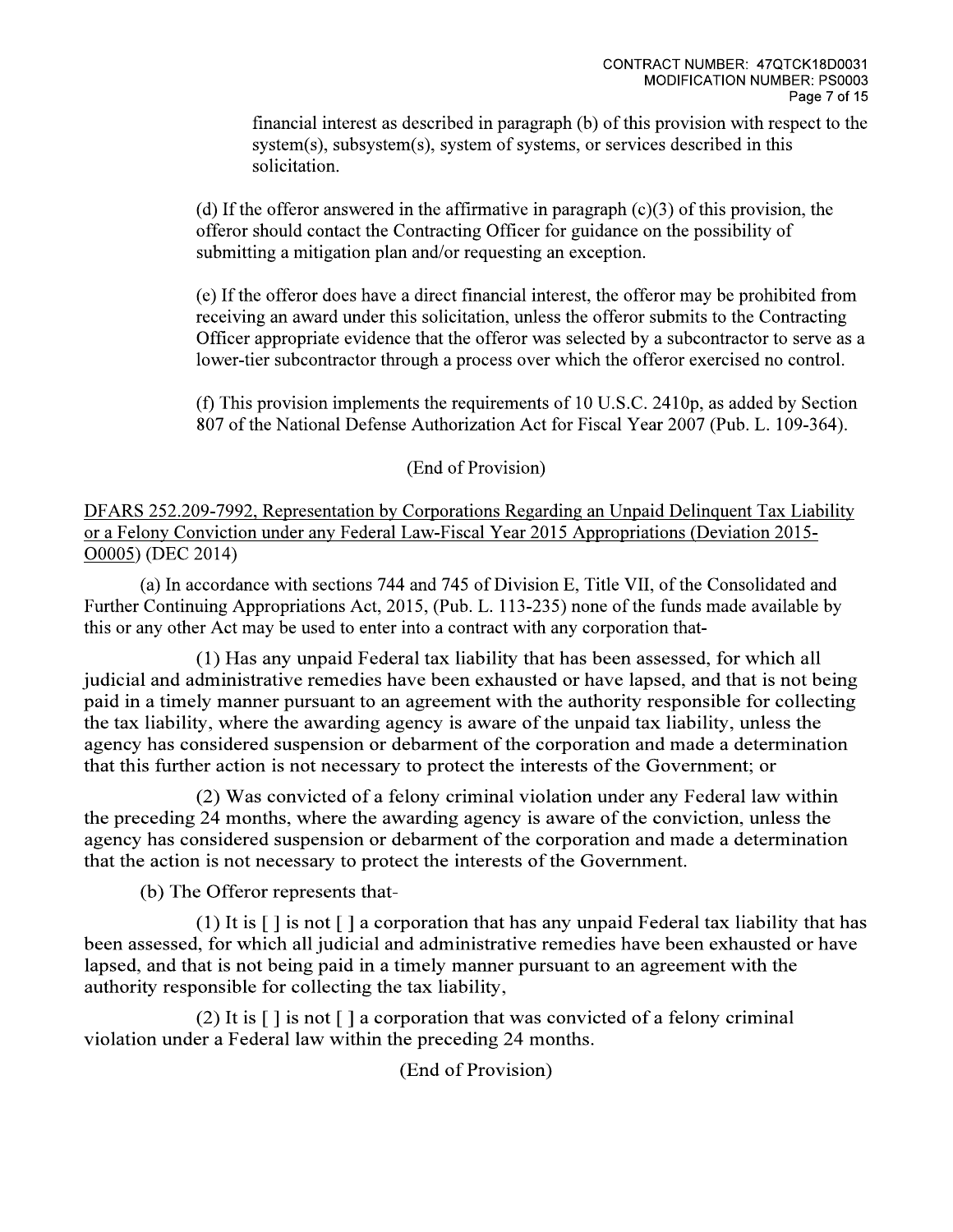financial interest as described in paragraph (b) of this provision with respect to the system(s), subsystem(s), system of systems, or services described in this solicitation.

(d) If the offeror answered in the affirmative in paragraph (c)(3) of this provision, the offeror should contact the Contracting Officer for guidance on the possibility of submitting a mitigation plan and/or requesting an exception.

(e) If the offeror does have a direct financial interest, the offeror may be prohibited from receiving an award under this solicitation, unless the offeror submits to the Contracting Officer appropriate evidence that the offeror was selected by a subcontractor to serve as a lower-tier subcontractor through a process over which the offeror exercised no control.

(f) This provision implements the requirements of 10 U.S.C. 2410p, as added by Section 807 of the National Defense Authorization Act for Fiscal Year 2007 (Pub. L. 109-364).

(End of Provision)

DFARS 252.209-7992, Representation by Corporations Regarding an Unpaid Delinquent Tax Liability or a Felony Conviction under any Federal Law-Fiscal Year 2015 Appropriations (Deviation 2015-O0005) (DEC 2014)

(a) In accordance with sections 744 and 745 of Division E, Title VII, of the Consolidated and Further Continuing Appropriations Act, 2015, (Pub. L. 113-235) none of the funds made available by this or any other Act may be used to enter into a contract with any corporation that-

(1) Has any unpaid Federal tax liability that has been assessed, for which all judicial and administrative remedies have been exhausted or have lapsed, and that is not being paid in a timely manner pursuant to an agreement with the authority responsible for collecting the tax liability, where the awarding agency is aware of the unpaid tax liability, unless the agency has considered suspension or debarment of the corporation and made a determination that this further action is not necessary to protect the interests of the Government; or

(2) Was convicted of a felony criminal violation under any Federal law within the preceding 24 months, where the awarding agency is aware of the conviction, unless the agency has considered suspension or debarment of the corporation and made a determination that the action is not necessary to protect the interests of the Government.

(b) The Offeror represents that-

(1) It is [ ] is not [ ] a corporation that has any unpaid Federal tax liability that has been assessed, for which all judicial and administrative remedies have been exhausted or have lapsed, and that is not being paid in a timely manner pursuant to an agreement with the authority responsible for collecting the tax liability,

(2) It is [ ] is not [ ] a corporation that was convicted of a felony criminal violation under a Federal law within the preceding 24 months.

(End of Provision)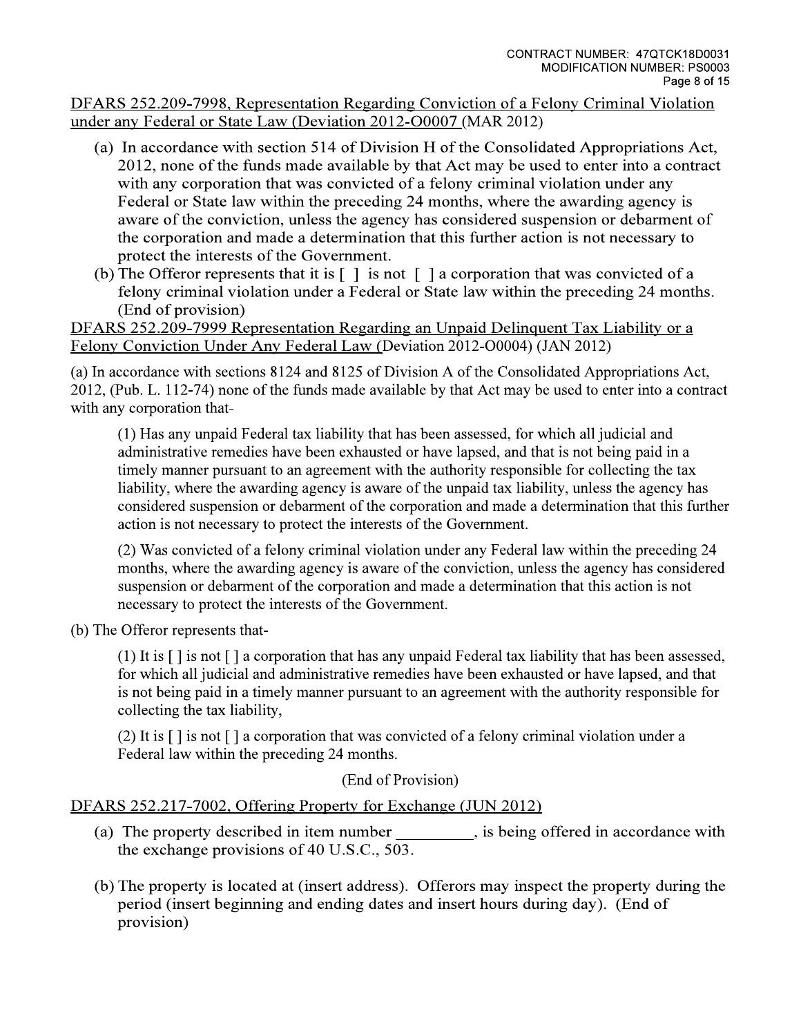<u>DFARS 252.209-7998, Representation Regarding Conviction of a Felony Criminal Violation under any Federal or State Law (Deviation 2012-O0007 (MAR 2012)</u>

(a) In accordance with section 514 of Division H of the Consolidated Appropriations Act, 2012, none of the funds made available by that Act may be used to enter into a contract with any corporation that was convicted of a felony criminal violation under any Federal or State law within the preceding 24 months, where the awarding agency is aware of the conviction, unless the agency has considered suspension or debarment of the corporation and made a determination that this further action is not necessary to protect the interests of the Government.

(b) The Offeror represents that it is [ ] is not [ ] a corporation that was convicted of a felony criminal violation under a Federal or State law within the preceding 24 months. (End of provision)

<u>DFARS 252.209-7999 Representation Regarding an Unpaid Delinquent Tax Liability or a Felony Conviction Under Any Federal Law (Deviation 2012-O0004) (JAN 2012)</u>

(a) In accordance with sections 8124 and 8125 of Division A of the Consolidated Appropriations Act, 2012, (Pub. L. 112-74) none of the funds made available by that Act may be used to enter into a contract with any corporation that-

(1) Has any unpaid Federal tax liability that has been assessed, for which all judicial and administrative remedies have been exhausted or have lapsed, and that is not being paid in a timely manner pursuant to an agreement with the authority responsible for collecting the tax liability, where the awarding agency is aware of the unpaid tax liability, unless the agency has considered suspension or debarment of the corporation and made a determination that this further action is not necessary to protect the interests of the Government.

(2) Was convicted of a felony criminal violation under any Federal law within the preceding 24 months, where the awarding agency is aware of the conviction, unless the agency has considered suspension or debarment of the corporation and made a determination that this action is not necessary to protect the interests of the Government.

(b) The Offeror represents that-

(1) It is [ ] is not [ ] a corporation that has any unpaid Federal tax liability that has been assessed, for which all judicial and administrative remedies have been exhausted or have lapsed, and that is not being paid in a timely manner pursuant to an agreement with the authority responsible for collecting the tax liability,

(2) It is [ ] is not [ ] a corporation that was convicted of a felony criminal violation under a Federal law within the preceding 24 months.

(End of Provision)

<u>DFARS 252.217-7002, Offering Property for Exchange (JUN 2012)</u>

(a) The property described in item number _________, is being offered in accordance with the exchange provisions of 40 U.S.C., 503.

(b) The property is located at (insert address). Offerors may inspect the property during the period (insert beginning and ending dates and insert hours during day). (End of provision)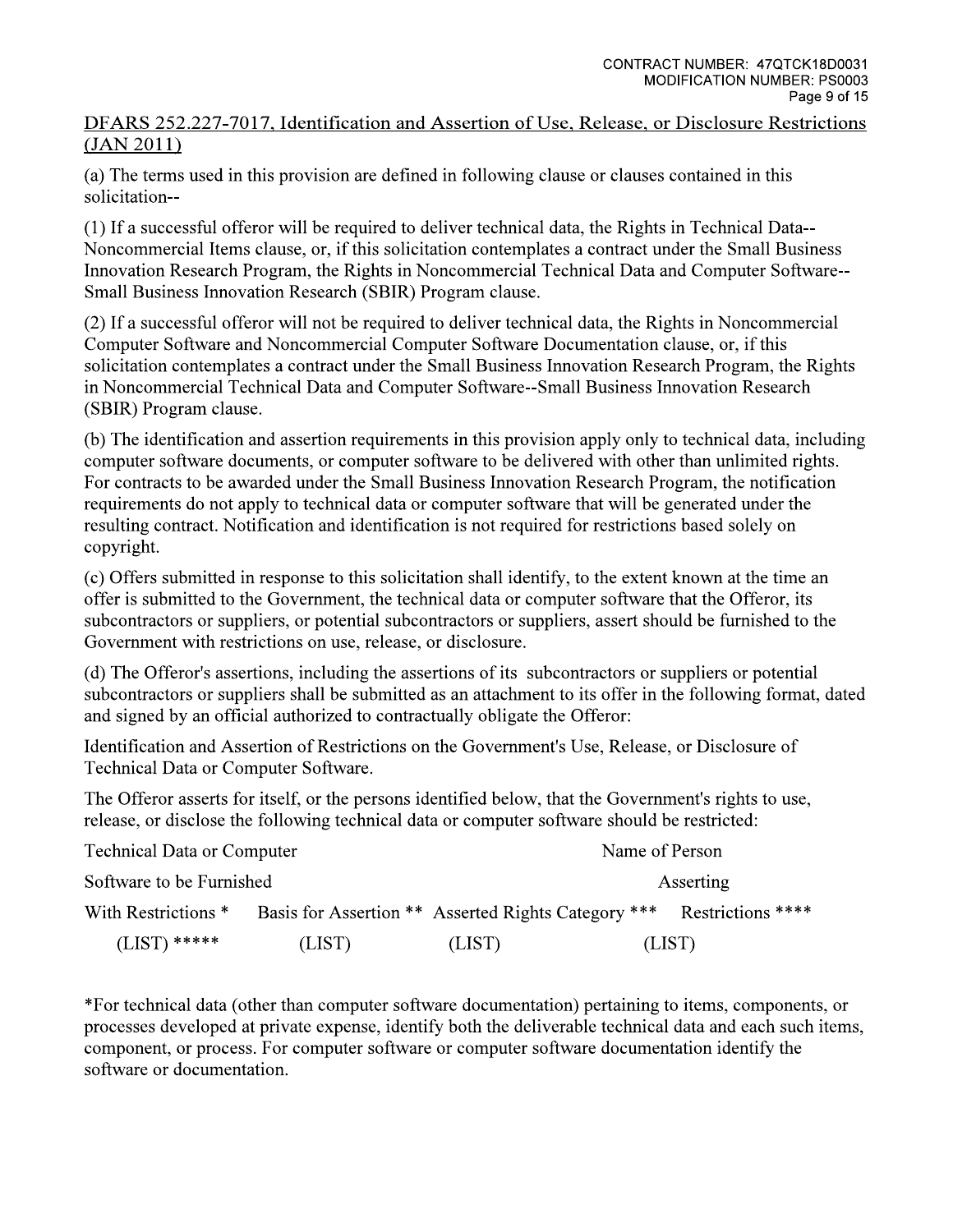<u>DFARS 252.227-7017, Identification and Assertion of Use, Release, or Disclosure Restrictions (JAN 2011)</u>

(a) The terms used in this provision are defined in following clause or clauses contained in this solicitation--

(1) If a successful offeror will be required to deliver technical data, the Rights in Technical Data--Noncommercial Items clause, or, if this solicitation contemplates a contract under the Small Business Innovation Research Program, the Rights in Noncommercial Technical Data and Computer Software--Small Business Innovation Research (SBIR) Program clause.

(2) If a successful offeror will not be required to deliver technical data, the Rights in Noncommercial Computer Software and Noncommercial Computer Software Documentation clause, or, if this solicitation contemplates a contract under the Small Business Innovation Research Program, the Rights in Noncommercial Technical Data and Computer Software--Small Business Innovation Research (SBIR) Program clause.

(b) The identification and assertion requirements in this provision apply only to technical data, including computer software documents, or computer software to be delivered with other than unlimited rights. For contracts to be awarded under the Small Business Innovation Research Program, the notification requirements do not apply to technical data or computer software that will be generated under the resulting contract. Notification and identification is not required for restrictions based solely on copyright.

(c) Offers submitted in response to this solicitation shall identify, to the extent known at the time an offer is submitted to the Government, the technical data or computer software that the Offeror, its subcontractors or suppliers, or potential subcontractors or suppliers, assert should be furnished to the Government with restrictions on use, release, or disclosure.

(d) The Offeror's assertions, including the assertions of its subcontractors or suppliers or potential subcontractors or suppliers shall be submitted as an attachment to its offer in the following format, dated and signed by an official authorized to contractually obligate the Offeror:

Identification and Assertion of Restrictions on the Government's Use, Release, or Disclosure of Technical Data or Computer Software.

The Offeror asserts for itself, or the persons identified below, that the Government's rights to use, release, or disclose the following technical data or computer software should be restricted:

| Technical Data or Computer Software to be Furnished With Restrictions * | Basis for Assertion ** | Asserted Rights Category *** | Name of Person Asserting Restrictions **** |
|---|---|---|---|
| (LIST) ***** | (LIST) | (LIST) | (LIST) |

*For technical data (other than computer software documentation) pertaining to items, components, or processes developed at private expense, identify both the deliverable technical data and each such items, component, or process. For computer software or computer software documentation identify the software or documentation.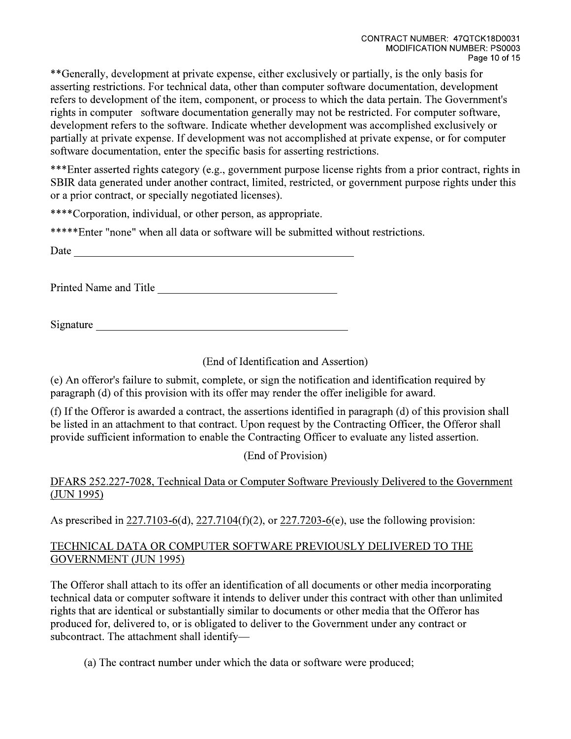**Generally, development at private expense, either exclusively or partially, is the only basis for asserting restrictions. For technical data, other than computer software documentation, development refers to development of the item, component, or process to which the data pertain. The Government's rights in computer software documentation generally may not be restricted. For computer software, development refers to the software. Indicate whether development was accomplished exclusively or partially at private expense. If development was not accomplished at private expense, or for computer software documentation, enter the specific basis for asserting restrictions.

***Enter asserted rights category (e.g., government purpose license rights from a prior contract, rights in SBIR data generated under another contract, limited, restricted, or government purpose rights under this or a prior contract, or specially negotiated licenses).

****Corporation, individual, or other person, as appropriate.

*****Enter "none" when all data or software will be submitted without restrictions.

Date \_\_\_\_\_\_\_\_\_\_\_\_\_\_\_\_\_\_\_\_\_\_\_\_\_\_\_\_\_\_\_\_\_\_\_\_\_\_\_\_\_\_\_\_

Printed Name and Title \_\_\_\_\_\_\_\_\_\_\_\_\_\_\_\_\_\_\_\_\_\_\_\_\_\_\_\_\_\_

Signature \_\_\_\_\_\_\_\_\_\_\_\_\_\_\_\_\_\_\_\_\_\_\_\_\_\_\_\_\_\_\_\_\_\_\_\_\_\_\_\_\_

(End of Identification and Assertion)

(e) An offeror's failure to submit, complete, or sign the notification and identification required by paragraph (d) of this provision with its offer may render the offer ineligible for award.

(f) If the Offeror is awarded a contract, the assertions identified in paragraph (d) of this provision shall be listed in an attachment to that contract. Upon request by the Contracting Officer, the Offeror shall provide sufficient information to enable the Contracting Officer to evaluate any listed assertion.

(End of Provision)

DFARS 252.227-7028, Technical Data or Computer Software Previously Delivered to the Government (JUN 1995)

As prescribed in 227.7103-6(d), 227.7104(f)(2), or 227.7203-6(e), use the following provision:

TECHNICAL DATA OR COMPUTER SOFTWARE PREVIOUSLY DELIVERED TO THE GOVERNMENT (JUN 1995)

The Offeror shall attach to its offer an identification of all documents or other media incorporating technical data or computer software it intends to deliver under this contract with other than unlimited rights that are identical or substantially similar to documents or other media that the Offeror has produced for, delivered to, or is obligated to deliver to the Government under any contract or subcontract. The attachment shall identify—

(a) The contract number under which the data or software were produced;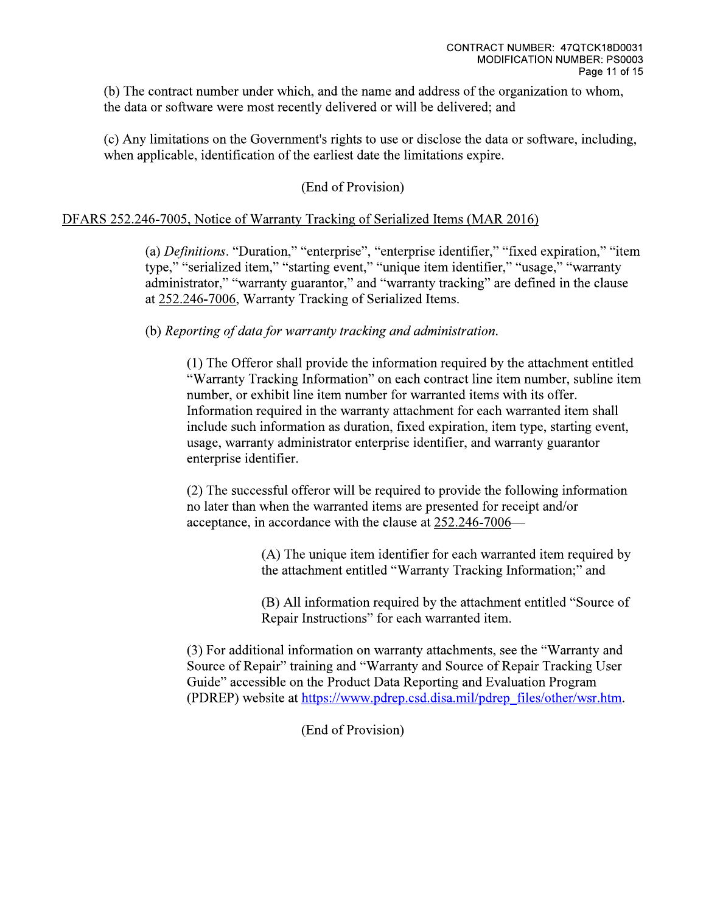(b) The contract number under which, and the name and address of the organization to whom, the data or software were most recently delivered or will be delivered; and

(c) Any limitations on the Government's rights to use or disclose the data or software, including, when applicable, identification of the earliest date the limitations expire.

(End of Provision)

DFARS 252.246-7005, Notice of Warranty Tracking of Serialized Items (MAR 2016)

(a) *Definitions*. "Duration," "enterprise", "enterprise identifier," "fixed expiration," "item type," "serialized item," "starting event," "unique item identifier," "usage," "warranty administrator," "warranty guarantor," and "warranty tracking" are defined in the clause at 252.246-7006, Warranty Tracking of Serialized Items.

(b) *Reporting of data for warranty tracking and administration*.

(1) The Offeror shall provide the information required by the attachment entitled "Warranty Tracking Information" on each contract line item number, subline item number, or exhibit line item number for warranted items with its offer. Information required in the warranty attachment for each warranted item shall include such information as duration, fixed expiration, item type, starting event, usage, warranty administrator enterprise identifier, and warranty guarantor enterprise identifier.

(2) The successful offeror will be required to provide the following information no later than when the warranted items are presented for receipt and/or acceptance, in accordance with the clause at 252.246-7006—

(A) The unique item identifier for each warranted item required by the attachment entitled "Warranty Tracking Information;" and

(B) All information required by the attachment entitled "Source of Repair Instructions" for each warranted item.

(3) For additional information on warranty attachments, see the "Warranty and Source of Repair" training and "Warranty and Source of Repair Tracking User Guide" accessible on the Product Data Reporting and Evaluation Program (PDREP) website at https://www.pdrep.csd.disa.mil/pdrep_files/other/wsr.htm.

(End of Provision)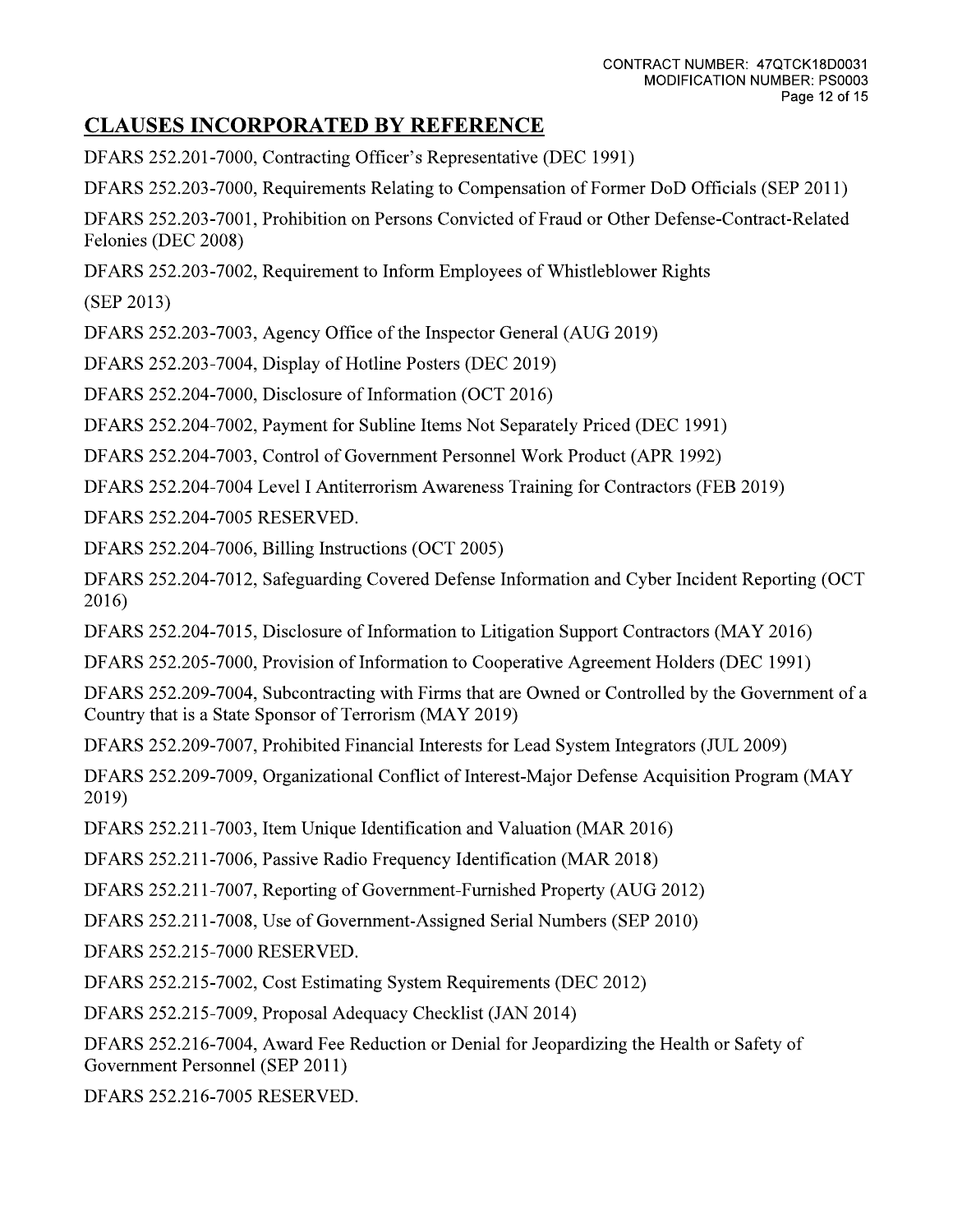## CLAUSES INCORPORATED BY REFERENCE

DFARS 252.201-7000, Contracting Officer's Representative (DEC 1991)

DFARS 252.203-7000, Requirements Relating to Compensation of Former DoD Officials (SEP 2011)

DFARS 252.203-7001, Prohibition on Persons Convicted of Fraud or Other Defense-Contract-Related Felonies (DEC 2008)

DFARS 252.203-7002, Requirement to Inform Employees of Whistleblower Rights

(SEP 2013)

DFARS 252.203-7003, Agency Office of the Inspector General (AUG 2019)

DFARS 252.203-7004, Display of Hotline Posters (DEC 2019)

DFARS 252.204-7000, Disclosure of Information (OCT 2016)

DFARS 252.204-7002, Payment for Subline Items Not Separately Priced (DEC 1991)

DFARS 252.204-7003, Control of Government Personnel Work Product (APR 1992)

DFARS 252.204-7004 Level I Antiterrorism Awareness Training for Contractors (FEB 2019)

DFARS 252.204-7005 RESERVED.

DFARS 252.204-7006, Billing Instructions (OCT 2005)

DFARS 252.204-7012, Safeguarding Covered Defense Information and Cyber Incident Reporting (OCT 2016)

DFARS 252.204-7015, Disclosure of Information to Litigation Support Contractors (MAY 2016)

DFARS 252.205-7000, Provision of Information to Cooperative Agreement Holders (DEC 1991)

DFARS 252.209-7004, Subcontracting with Firms that are Owned or Controlled by the Government of a Country that is a State Sponsor of Terrorism (MAY 2019)

DFARS 252.209-7007, Prohibited Financial Interests for Lead System Integrators (JUL 2009)

DFARS 252.209-7009, Organizational Conflict of Interest-Major Defense Acquisition Program (MAY 2019)

DFARS 252.211-7003, Item Unique Identification and Valuation (MAR 2016)

DFARS 252.211-7006, Passive Radio Frequency Identification (MAR 2018)

DFARS 252.211-7007, Reporting of Government-Furnished Property (AUG 2012)

DFARS 252.211-7008, Use of Government-Assigned Serial Numbers (SEP 2010)

DFARS 252.215-7000 RESERVED.

DFARS 252.215-7002, Cost Estimating System Requirements (DEC 2012)

DFARS 252.215-7009, Proposal Adequacy Checklist (JAN 2014)

DFARS 252.216-7004, Award Fee Reduction or Denial for Jeopardizing the Health or Safety of Government Personnel (SEP 2011)

DFARS 252.216-7005 RESERVED.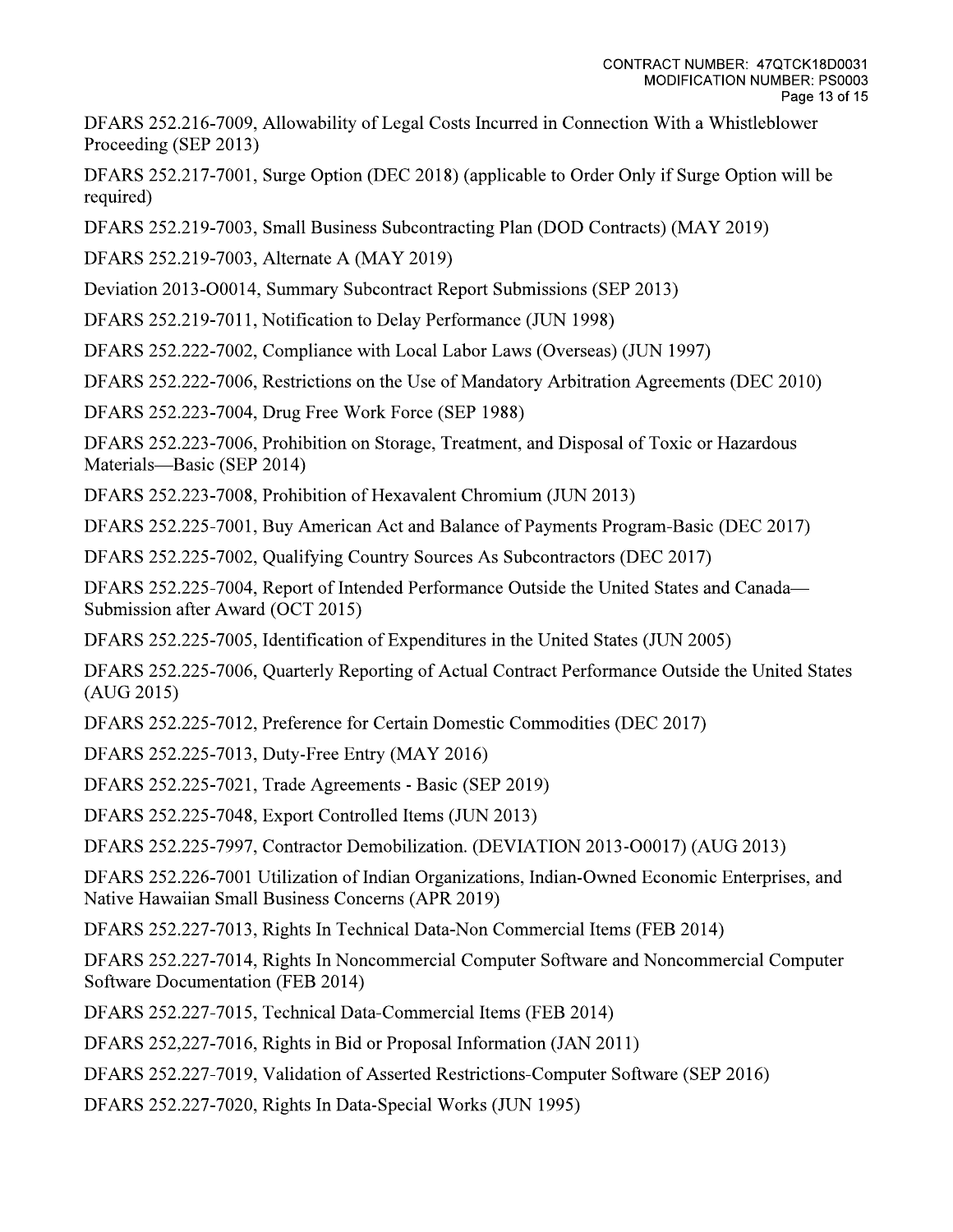DFARS 252.216-7009, Allowability of Legal Costs Incurred in Connection With a Whistleblower Proceeding (SEP 2013)

DFARS 252.217-7001, Surge Option (DEC 2018) (applicable to Order Only if Surge Option will be required)

DFARS 252.219-7003, Small Business Subcontracting Plan (DOD Contracts) (MAY 2019)

DFARS 252.219-7003, Alternate A (MAY 2019)

Deviation 2013-O0014, Summary Subcontract Report Submissions (SEP 2013)

DFARS 252.219-7011, Notification to Delay Performance (JUN 1998)

DFARS 252.222-7002, Compliance with Local Labor Laws (Overseas) (JUN 1997)

DFARS 252.222-7006, Restrictions on the Use of Mandatory Arbitration Agreements (DEC 2010)

DFARS 252.223-7004, Drug Free Work Force (SEP 1988)

DFARS 252.223-7006, Prohibition on Storage, Treatment, and Disposal of Toxic or Hazardous Materials—Basic (SEP 2014)

DFARS 252.223-7008, Prohibition of Hexavalent Chromium (JUN 2013)

DFARS 252.225-7001, Buy American Act and Balance of Payments Program-Basic (DEC 2017)

DFARS 252.225-7002, Qualifying Country Sources As Subcontractors (DEC 2017)

DFARS 252.225-7004, Report of Intended Performance Outside the United States and Canada—Submission after Award (OCT 2015)

DFARS 252.225-7005, Identification of Expenditures in the United States (JUN 2005)

DFARS 252.225-7006, Quarterly Reporting of Actual Contract Performance Outside the United States (AUG 2015)

DFARS 252.225-7012, Preference for Certain Domestic Commodities (DEC 2017)

DFARS 252.225-7013, Duty-Free Entry (MAY 2016)

DFARS 252.225-7021, Trade Agreements - Basic (SEP 2019)

DFARS 252.225-7048, Export Controlled Items (JUN 2013)

DFARS 252.225-7997, Contractor Demobilization. (DEVIATION 2013-O0017) (AUG 2013)

DFARS 252.226-7001 Utilization of Indian Organizations, Indian-Owned Economic Enterprises, and Native Hawaiian Small Business Concerns (APR 2019)

DFARS 252.227-7013, Rights In Technical Data-Non Commercial Items (FEB 2014)

DFARS 252.227-7014, Rights In Noncommercial Computer Software and Noncommercial Computer Software Documentation (FEB 2014)

DFARS 252.227-7015, Technical Data-Commercial Items (FEB 2014)

DFARS 252,227-7016, Rights in Bid or Proposal Information (JAN 2011)

DFARS 252.227-7019, Validation of Asserted Restrictions-Computer Software (SEP 2016)

DFARS 252.227-7020, Rights In Data-Special Works (JUN 1995)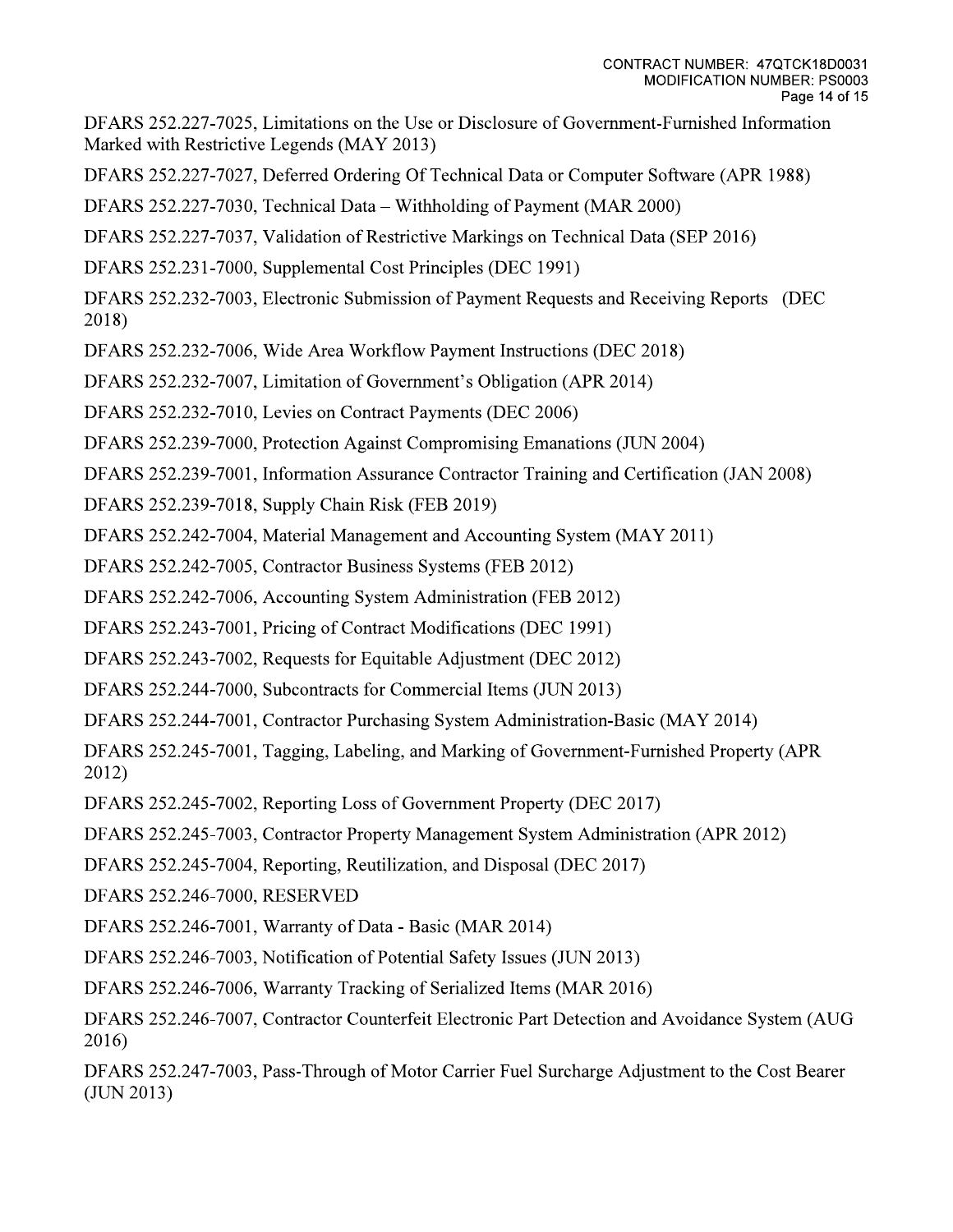DFARS 252.227-7025, Limitations on the Use or Disclosure of Government-Furnished Information Marked with Restrictive Legends (MAY 2013)

DFARS 252.227-7027, Deferred Ordering Of Technical Data or Computer Software (APR 1988)

DFARS 252.227-7030, Technical Data – Withholding of Payment (MAR 2000)

DFARS 252.227-7037, Validation of Restrictive Markings on Technical Data (SEP 2016)

DFARS 252.231-7000, Supplemental Cost Principles (DEC 1991)

DFARS 252.232-7003, Electronic Submission of Payment Requests and Receiving Reports (DEC 2018)

DFARS 252.232-7006, Wide Area Workflow Payment Instructions (DEC 2018)

DFARS 252.232-7007, Limitation of Government's Obligation (APR 2014)

DFARS 252.232-7010, Levies on Contract Payments (DEC 2006)

DFARS 252.239-7000, Protection Against Compromising Emanations (JUN 2004)

DFARS 252.239-7001, Information Assurance Contractor Training and Certification (JAN 2008)

DFARS 252.239-7018, Supply Chain Risk (FEB 2019)

DFARS 252.242-7004, Material Management and Accounting System (MAY 2011)

DFARS 252.242-7005, Contractor Business Systems (FEB 2012)

DFARS 252.242-7006, Accounting System Administration (FEB 2012)

DFARS 252.243-7001, Pricing of Contract Modifications (DEC 1991)

DFARS 252.243-7002, Requests for Equitable Adjustment (DEC 2012)

DFARS 252.244-7000, Subcontracts for Commercial Items (JUN 2013)

DFARS 252.244-7001, Contractor Purchasing System Administration-Basic (MAY 2014)

DFARS 252.245-7001, Tagging, Labeling, and Marking of Government-Furnished Property (APR 2012)

DFARS 252.245-7002, Reporting Loss of Government Property (DEC 2017)

DFARS 252.245-7003, Contractor Property Management System Administration (APR 2012)

DFARS 252.245-7004, Reporting, Reutilization, and Disposal (DEC 2017)

DFARS 252.246-7000, RESERVED

DFARS 252.246-7001, Warranty of Data - Basic (MAR 2014)

DFARS 252.246-7003, Notification of Potential Safety Issues (JUN 2013)

DFARS 252.246-7006, Warranty Tracking of Serialized Items (MAR 2016)

DFARS 252.246-7007, Contractor Counterfeit Electronic Part Detection and Avoidance System (AUG 2016)

DFARS 252.247-7003, Pass-Through of Motor Carrier Fuel Surcharge Adjustment to the Cost Bearer (JUN 2013)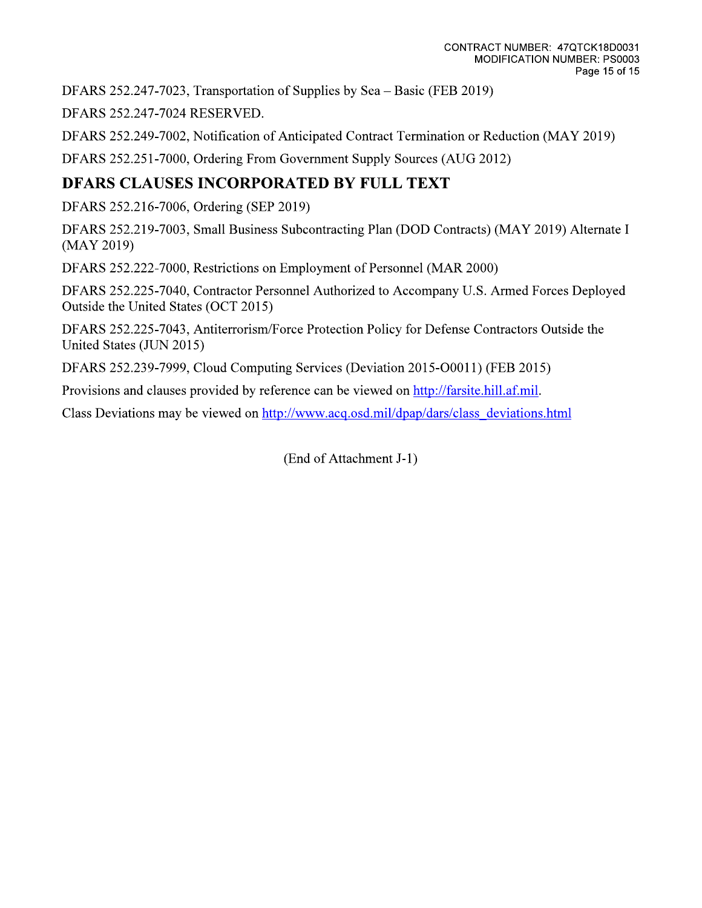DFARS 252.247-7023, Transportation of Supplies by Sea – Basic (FEB 2019)

DFARS 252.247-7024 RESERVED.

DFARS 252.249-7002, Notification of Anticipated Contract Termination or Reduction (MAY 2019)

DFARS 252.251-7000, Ordering From Government Supply Sources (AUG 2012)

## DFARS CLAUSES INCORPORATED BY FULL TEXT

DFARS 252.216-7006, Ordering (SEP 2019)

DFARS 252.219-7003, Small Business Subcontracting Plan (DOD Contracts) (MAY 2019) Alternate I (MAY 2019)

DFARS 252.222-7000, Restrictions on Employment of Personnel (MAR 2000)

DFARS 252.225-7040, Contractor Personnel Authorized to Accompany U.S. Armed Forces Deployed Outside the United States (OCT 2015)

DFARS 252.225-7043, Antiterrorism/Force Protection Policy for Defense Contractors Outside the United States (JUN 2015)

DFARS 252.239-7999, Cloud Computing Services (Deviation 2015-O0011) (FEB 2015)

Provisions and clauses provided by reference can be viewed on http://farsite.hill.af.mil.

Class Deviations may be viewed on http://www.acq.osd.mil/dpap/dars/class_deviations.html

(End of Attachment J-1)